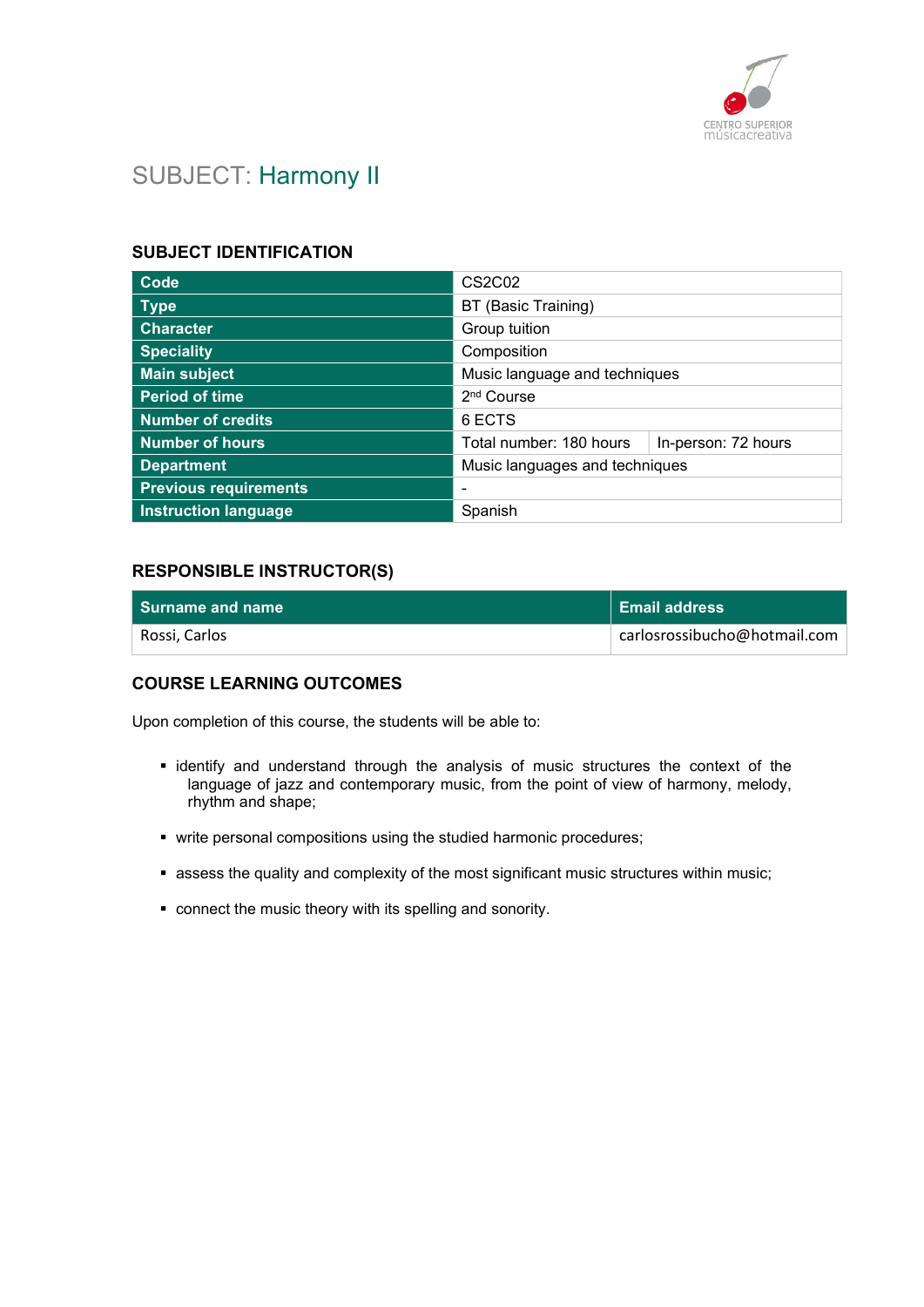# SUBJECT: Harmony II

## SUBJECT IDENTIFICATION

| | | |
|---|---|---|
| **Code** | CS2C02 | |
| **Type** | BT (Basic Training) | |
| **Character** | Group tuition | |
| **Speciality** | Composition | |
| **Main subject** | Music language and techniques | |
| **Period of time** | 2nd Course | |
| **Number of credits** | 6 ECTS | |
| **Number of hours** | Total number: 180 hours | In-person: 72 hours |
| **Department** | Music languages and techniques | |
| **Previous requirements** | - | |
| **Instruction language** | Spanish | |

## RESPONSIBLE INSTRUCTOR(S)

| Surname and name | Email address |
|---|---|
| Rossi, Carlos | carlosrossibucho@hotmail.com |

## COURSE LEARNING OUTCOMES

Upon completion of this course, the students will be able to:

- identify and understand through the analysis of music structures the context of the language of jazz and contemporary music, from the point of view of harmony, melody, rhythm and shape;
- write personal compositions using the studied harmonic procedures;
- assess the quality and complexity of the most significant music structures within music;
- connect the music theory with its spelling and sonority.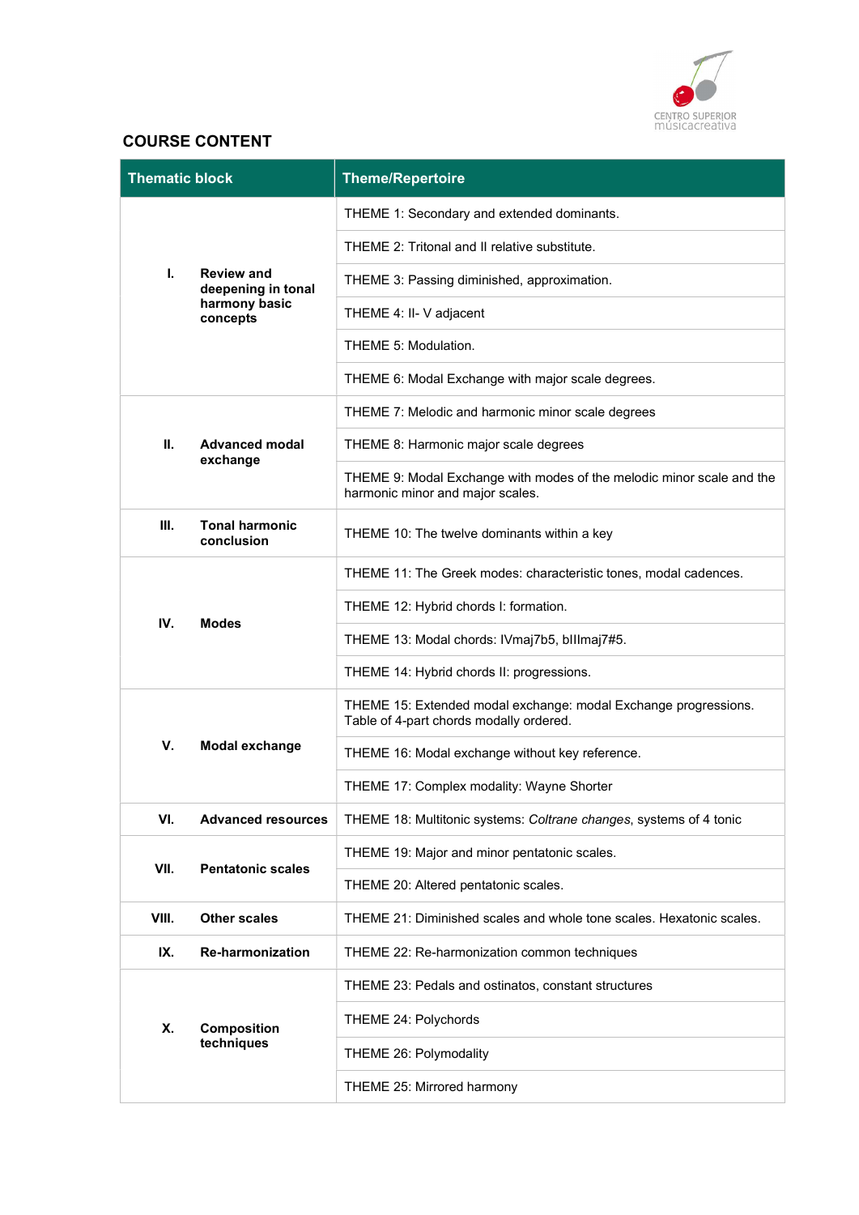## COURSE CONTENT

| Thematic block | | Theme/Repertoire |
|---|---|---|
| I. | Review and deepening in tonal harmony basic concepts | THEME 1: Secondary and extended dominants. |
| | | THEME 2: Tritonal and II relative substitute. |
| | | THEME 3: Passing diminished, approximation. |
| | | THEME 4: II- V adjacent |
| | | THEME 5: Modulation. |
| | | THEME 6: Modal Exchange with major scale degrees. |
| II. | Advanced modal exchange | THEME 7: Melodic and harmonic minor scale degrees |
| | | THEME 8: Harmonic major scale degrees |
| | | THEME 9: Modal Exchange with modes of the melodic minor scale and the harmonic minor and major scales. |
| III. | Tonal harmonic conclusion | THEME 10: The twelve dominants within a key |
| IV. | Modes | THEME 11: The Greek modes: characteristic tones, modal cadences. |
| | | THEME 12: Hybrid chords I: formation. |
| | | THEME 13: Modal chords: IVmaj7b5, bIIImaj7#5. |
| | | THEME 14: Hybrid chords II: progressions. |
| V. | Modal exchange | THEME 15: Extended modal exchange: modal Exchange progressions. Table of 4-part chords modally ordered. |
| | | THEME 16: Modal exchange without key reference. |
| | | THEME 17: Complex modality: Wayne Shorter |
| VI. | Advanced resources | THEME 18: Multitonic systems: *Coltrane changes*, systems of 4 tonic |
| VII. | Pentatonic scales | THEME 19: Major and minor pentatonic scales. |
| | | THEME 20: Altered pentatonic scales. |
| VIII. | Other scales | THEME 21: Diminished scales and whole tone scales. Hexatonic scales. |
| IX. | Re-harmonization | THEME 22: Re-harmonization common techniques |
| X. | Composition techniques | THEME 23: Pedals and ostinatos, constant structures |
| | | THEME 24: Polychords |
| | | THEME 26: Polymodality |
| | | THEME 25: Mirrored harmony |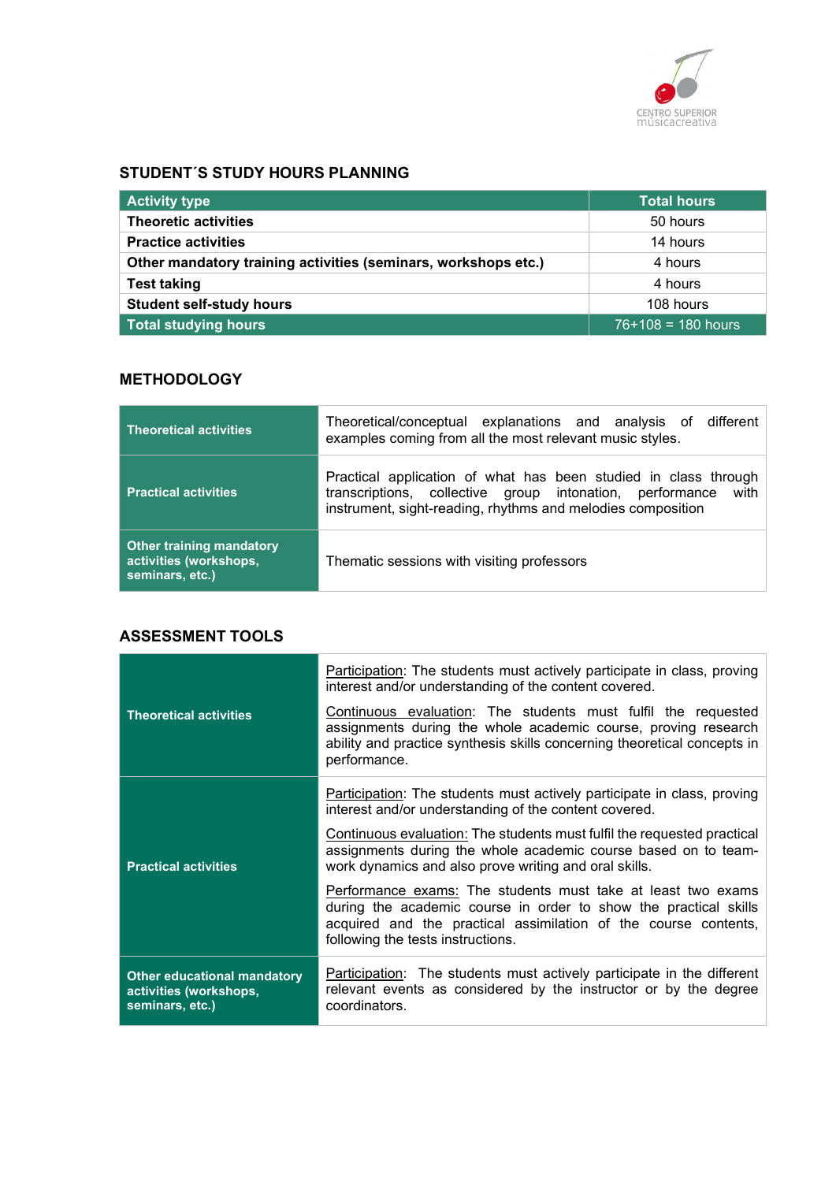## STUDENT´S STUDY HOURS PLANNING

| Activity type | Total hours |
|---|---|
| **Theoretic activities** | 50 hours |
| **Practice activities** | 14 hours |
| **Other mandatory training activities (seminars, workshops etc.)** | 4 hours |
| **Test taking** | 4 hours |
| **Student self-study hours** | 108 hours |
| **Total studying hours** | 76+108 = 180 hours |

## METHODOLOGY

| | |
|---|---|
| **Theoretical activities** | Theoretical/conceptual explanations and analysis of different examples coming from all the most relevant music styles. |
| **Practical activities** | Practical application of what has been studied in class through transcriptions, collective group intonation, performance with instrument, sight-reading, rhythms and melodies composition |
| **Other training mandatory activities (workshops, seminars, etc.)** | Thematic sessions with visiting professors |

## ASSESSMENT TOOLS

| | |
|---|---|
| **Theoretical activities** | Participation: The students must actively participate in class, proving interest and/or understanding of the content covered.<br><br>Continuous evaluation: The students must fulfil the requested assignments during the whole academic course, proving research ability and practice synthesis skills concerning theoretical concepts in performance. |
| **Practical activities** | Participation: The students must actively participate in class, proving interest and/or understanding of the content covered.<br><br>Continuous evaluation: The students must fulfil the requested practical assignments during the whole academic course based on to team-work dynamics and also prove writing and oral skills.<br><br>Performance exams: The students must take at least two exams during the academic course in order to show the practical skills acquired and the practical assimilation of the course contents, following the tests instructions. |
| **Other educational mandatory activities (workshops, seminars, etc.)** | Participation: The students must actively participate in the different relevant events as considered by the instructor or by the degree coordinators. |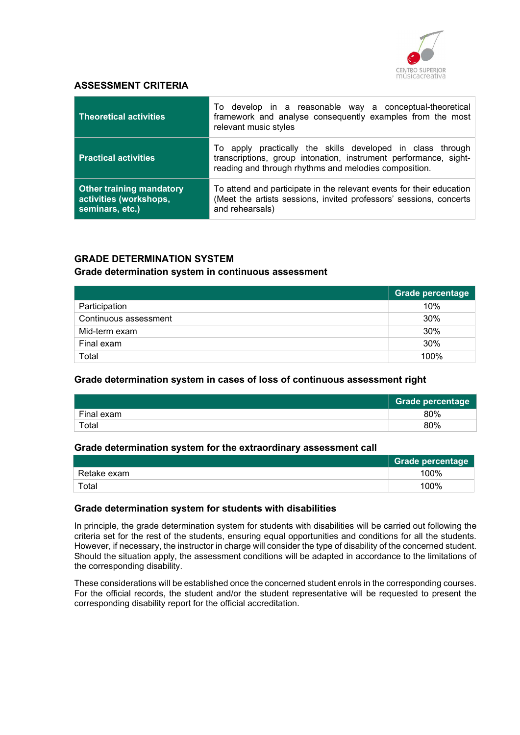## ASSESSMENT CRITERIA

| | |
|---|---|
| **Theoretical activities** | To develop in a reasonable way a conceptual-theoretical framework and analyse consequently examples from the most relevant music styles |
| **Practical activities** | To apply practically the skills developed in class through transcriptions, group intonation, instrument performance, sight-reading and through rhythms and melodies composition. |
| **Other training mandatory activities (workshops, seminars, etc.)** | To attend and participate in the relevant events for their education (Meet the artists sessions, invited professors' sessions, concerts and rehearsals) |

## GRADE DETERMINATION SYSTEM

### Grade determination system in continuous assessment

| | Grade percentage |
|---|---|
| Participation | 10% |
| Continuous assessment | 30% |
| Mid-term exam | 30% |
| Final exam | 30% |
| Total | 100% |

### Grade determination system in cases of loss of continuous assessment right

| | Grade percentage |
|---|---|
| Final exam | 80% |
| Total | 80% |

### Grade determination system for the extraordinary assessment call

| | Grade percentage |
|---|---|
| Retake exam | 100% |
| Total | 100% |

### Grade determination system for students with disabilities

In principle, the grade determination system for students with disabilities will be carried out following the criteria set for the rest of the students, ensuring equal opportunities and conditions for all the students. However, if necessary, the instructor in charge will consider the type of disability of the concerned student. Should the situation apply, the assessment conditions will be adapted in accordance to the limitations of the corresponding disability.

These considerations will be established once the concerned student enrols in the corresponding courses. For the official records, the student and/or the student representative will be requested to present the corresponding disability report for the official accreditation.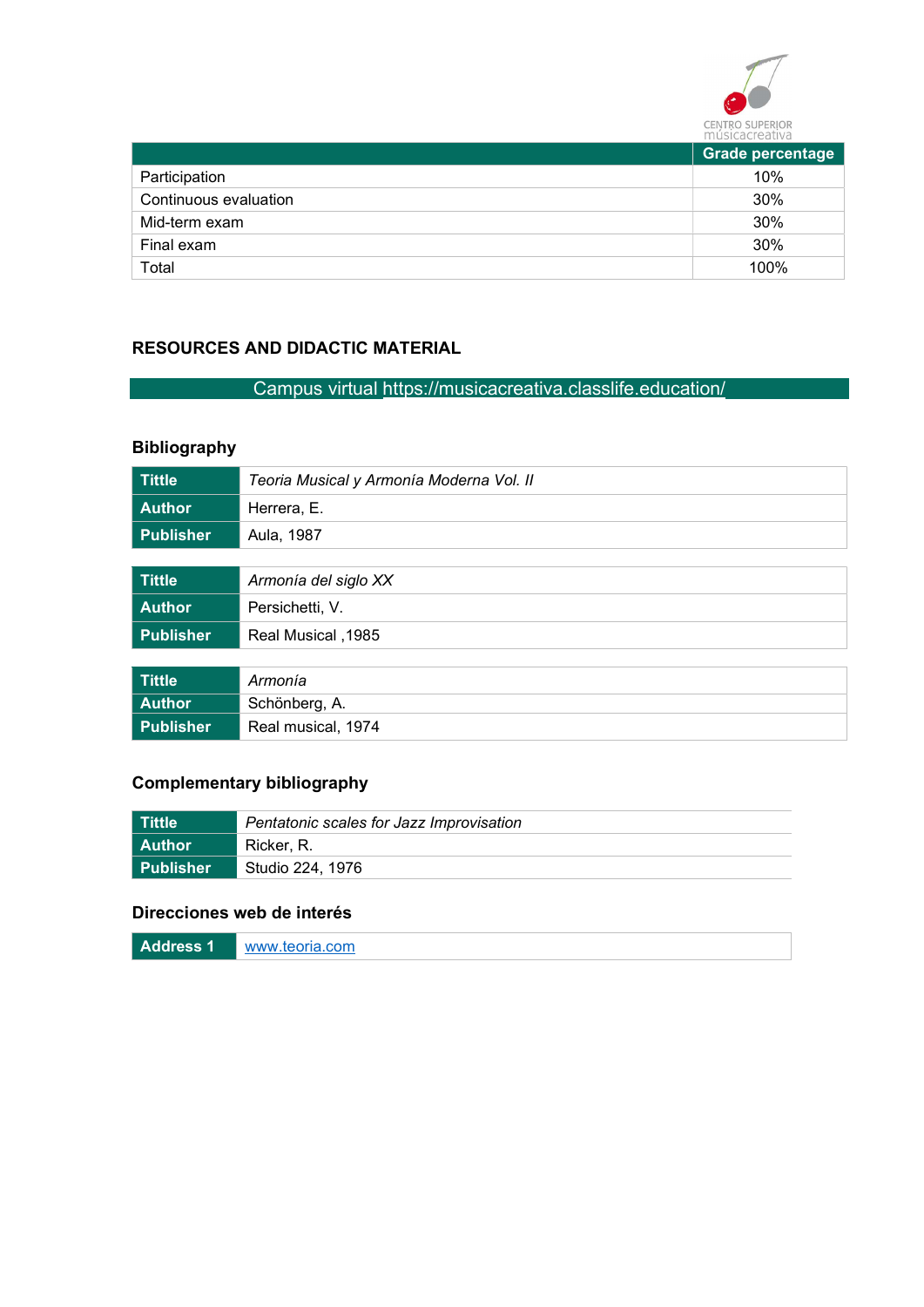| | Grade percentage |
|---|---|
| Participation | 10% |
| Continuous evaluation | 30% |
| Mid-term exam | 30% |
| Final exam | 30% |
| Total | 100% |

## RESOURCES AND DIDACTIC MATERIAL

Campus virtual https://musicacreativa.classlife.education/

### Bibliography

| | |
|---|---|
| **Tittle** | *Teoria Musical y Armonía Moderna Vol. II* |
| **Author** | Herrera, E. |
| **Publisher** | Aula, 1987 |

| | |
|---|---|
| **Tittle** | *Armonía del siglo XX* |
| **Author** | Persichetti, V. |
| **Publisher** | Real Musical ,1985 |

| | |
|---|---|
| **Tittle** | *Armonía* |
| **Author** | Schönberg, A. |
| **Publisher** | Real musical, 1974 |

### Complementary bibliography

| | |
|---|---|
| **Tittle** | *Pentatonic scales for Jazz Improvisation* |
| **Author** | Ricker, R. |
| **Publisher** | Studio 224, 1976 |

### Direcciones web de interés

| | |
|---|---|
| **Address 1** | www.teoria.com |